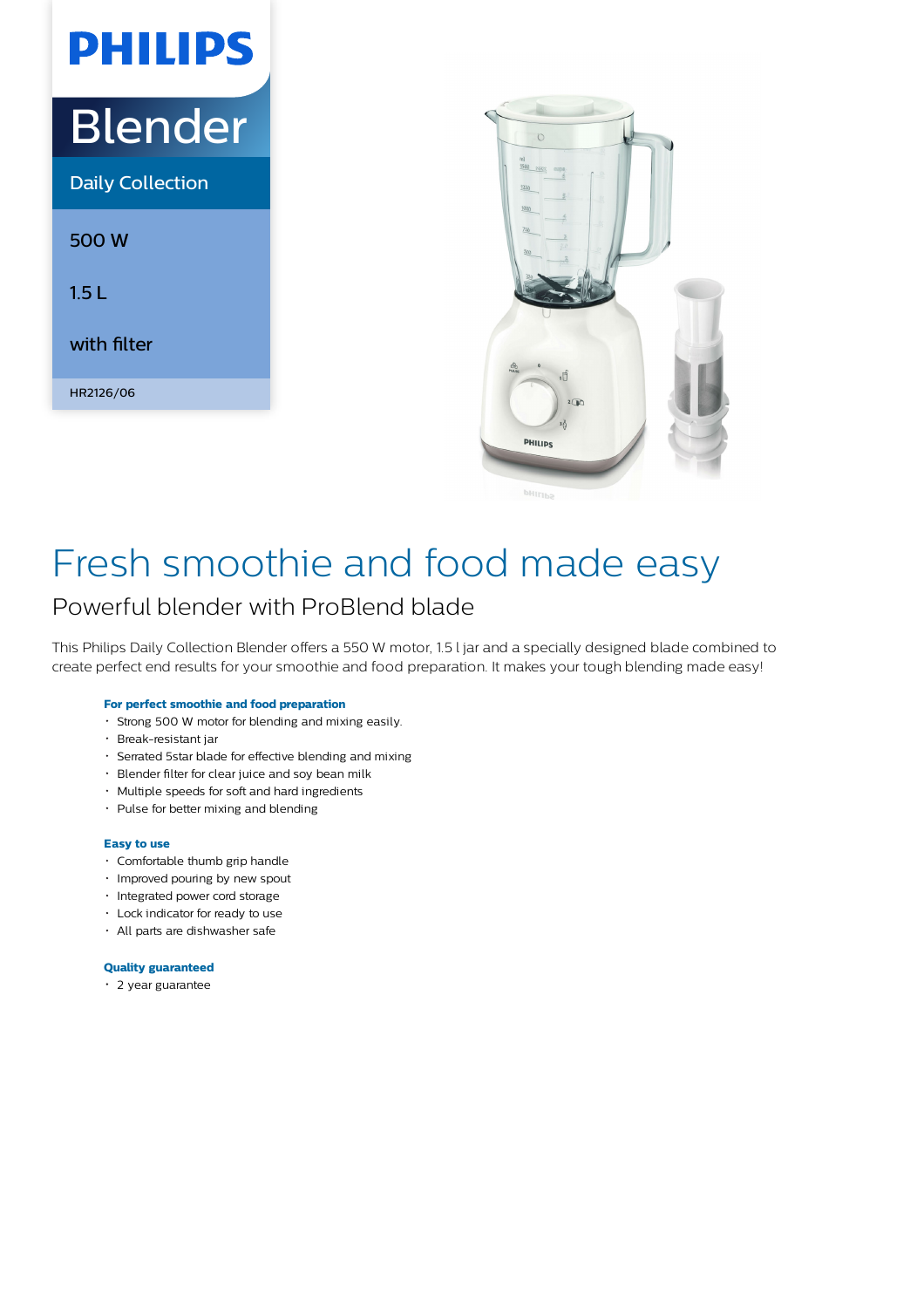# PHILIPS

## Blender

Daily Collection

500 W

1.5 L

with filter

HR2126/06

# Fresh smoothie and food made easy

## Powerful blender with ProBlend blade

This Philips Daily Collection Blender offers a 550 W motor, 1.5 l jar and a specially designed blade combined to create perfect end results for your smoothie and food preparation. It makes your tough blending made easy!

**For perfect smoothie and food preparation**

- Strong 500 W motor for blending and mixing easily.
- Break-resistant jar
- Serrated 5star blade for effective blending and mixing
- Blender filter for clear juice and soy bean milk
- Multiple speeds for soft and hard ingredients
- Pulse for better mixing and blending

**Easy to use**

- Comfortable thumb grip handle
- Improved pouring by new spout
- Integrated power cord storage
- Lock indicator for ready to use
- All parts are dishwasher safe

**Quality guaranteed**

- 2 year guarantee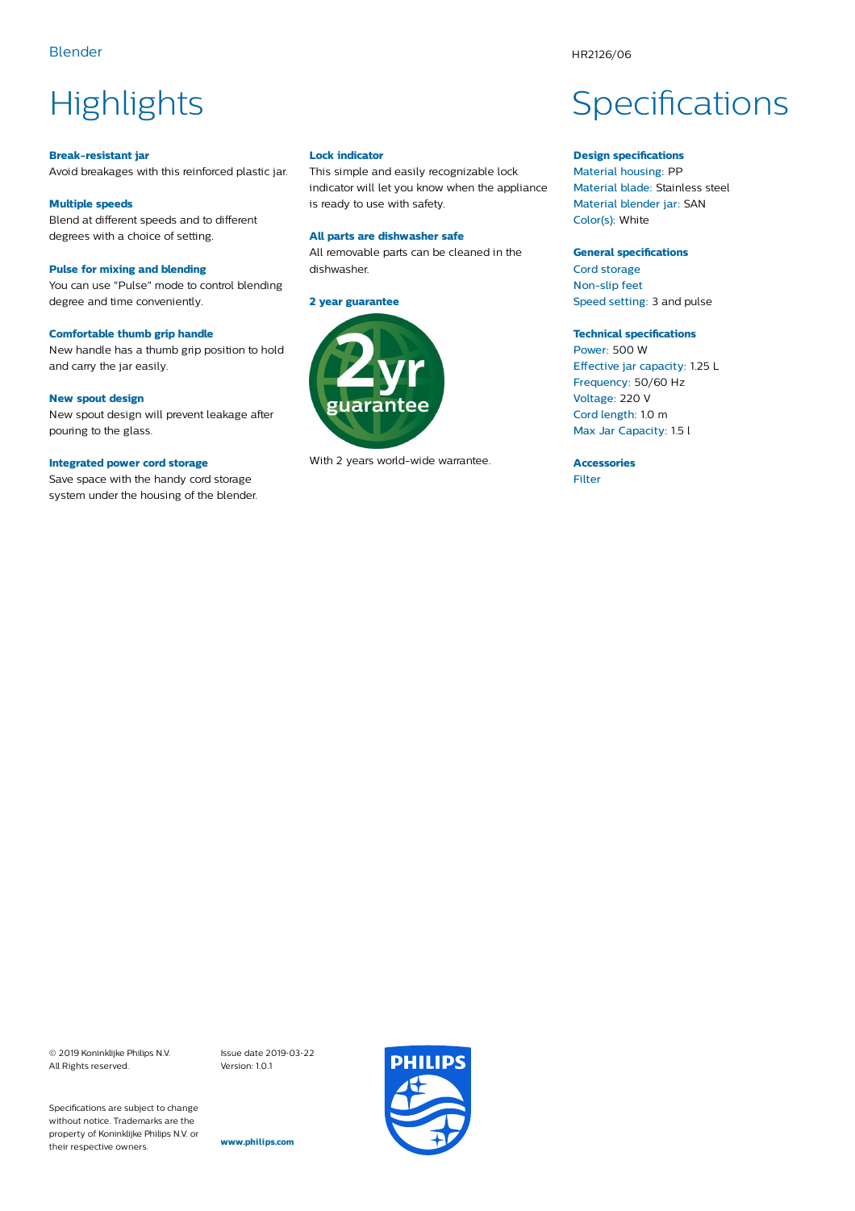Blender

HR2126/06

# Highlights

**Break-resistant jar**
Avoid breakages with this reinforced plastic jar.

**Multiple speeds**
Blend at different speeds and to different degrees with a choice of setting.

**Pulse for mixing and blending**
You can use "Pulse" mode to control blending degree and time conveniently.

**Comfortable thumb grip handle**
New handle has a thumb grip position to hold and carry the jar easily.

**New spout design**
New spout design will prevent leakage after pouring to the glass.

**Integrated power cord storage**
Save space with the handy cord storage system under the housing of the blender.

**Lock indicator**
This simple and easily recognizable lock indicator will let you know when the appliance is ready to use with safety.

**All parts are dishwasher safe**
All removable parts can be cleaned in the dishwasher.

**2 year guarantee**

2yr guarantee

With 2 years world-wide warrantee.

# Specifications

**Design specifications**
- Material housing: PP
- Material blade: Stainless steel
- Material blender jar: SAN
- Color(s): White

**General specifications**
- Cord storage
- Non-slip feet
- Speed setting: 3 and pulse

**Technical specifications**
- Power: 500 W
- Effective jar capacity: 1.25 L
- Frequency: 50/60 Hz
- Voltage: 220 V
- Cord length: 1.0 m
- Max Jar Capacity: 1.5 l

**Accessories**
- Filter

© 2019 Koninklijke Philips N.V.
All Rights reserved.

Issue date 2019-03-22
Version: 1.0.1

Specifications are subject to change without notice. Trademarks are the property of Koninklijke Philips N.V. or their respective owners.

www.philips.com